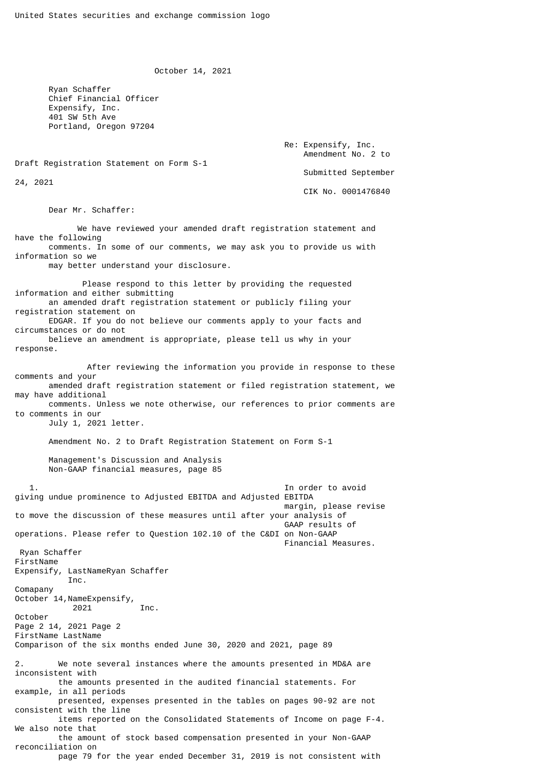United States securities and exchange commission logo

October 14, 2021

Ryan Schaffer
Chief Financial Officer
Expensify, Inc.
401 SW 5th Ave
Portland, Oregon 97204

Re: Expensify, Inc.
Amendment No. 2 to Draft Registration Statement on Form S-1
Submitted September 24, 2021
CIK No. 0001476840

Dear Mr. Schaffer:

We have reviewed your amended draft registration statement and have the following comments. In some of our comments, we may ask you to provide us with information so we may better understand your disclosure.

Please respond to this letter by providing the requested information and either submitting an amended draft registration statement or publicly filing your registration statement on EDGAR. If you do not believe our comments apply to your facts and circumstances or do not believe an amendment is appropriate, please tell us why in your response.

After reviewing the information you provide in response to these comments and your amended draft registration statement or filed registration statement, we may have additional comments. Unless we note otherwise, our references to prior comments are to comments in our July 1, 2021 letter.

Amendment No. 2 to Draft Registration Statement on Form S-1

Management's Discussion and Analysis
Non-GAAP financial measures, page 85

1. In order to avoid giving undue prominence to Adjusted EBITDA and Adjusted EBITDA margin, please revise to move the discussion of these measures until after your analysis of GAAP results of operations. Please refer to Question 102.10 of the C&DI on Non-GAAP Financial Measures.

Comparison of the six months ended June 30, 2020 and 2021, page 89

2. We note several instances where the amounts presented in MD&A are inconsistent with the amounts presented in the audited financial statements. For example, in all periods presented, expenses presented in the tables on pages 90-92 are not consistent with the line items reported on the Consolidated Statements of Income on page F-4. We also note that the amount of stock based compensation presented in your Non-GAAP reconciliation on page 79 for the year ended December 31, 2019 is not consistent with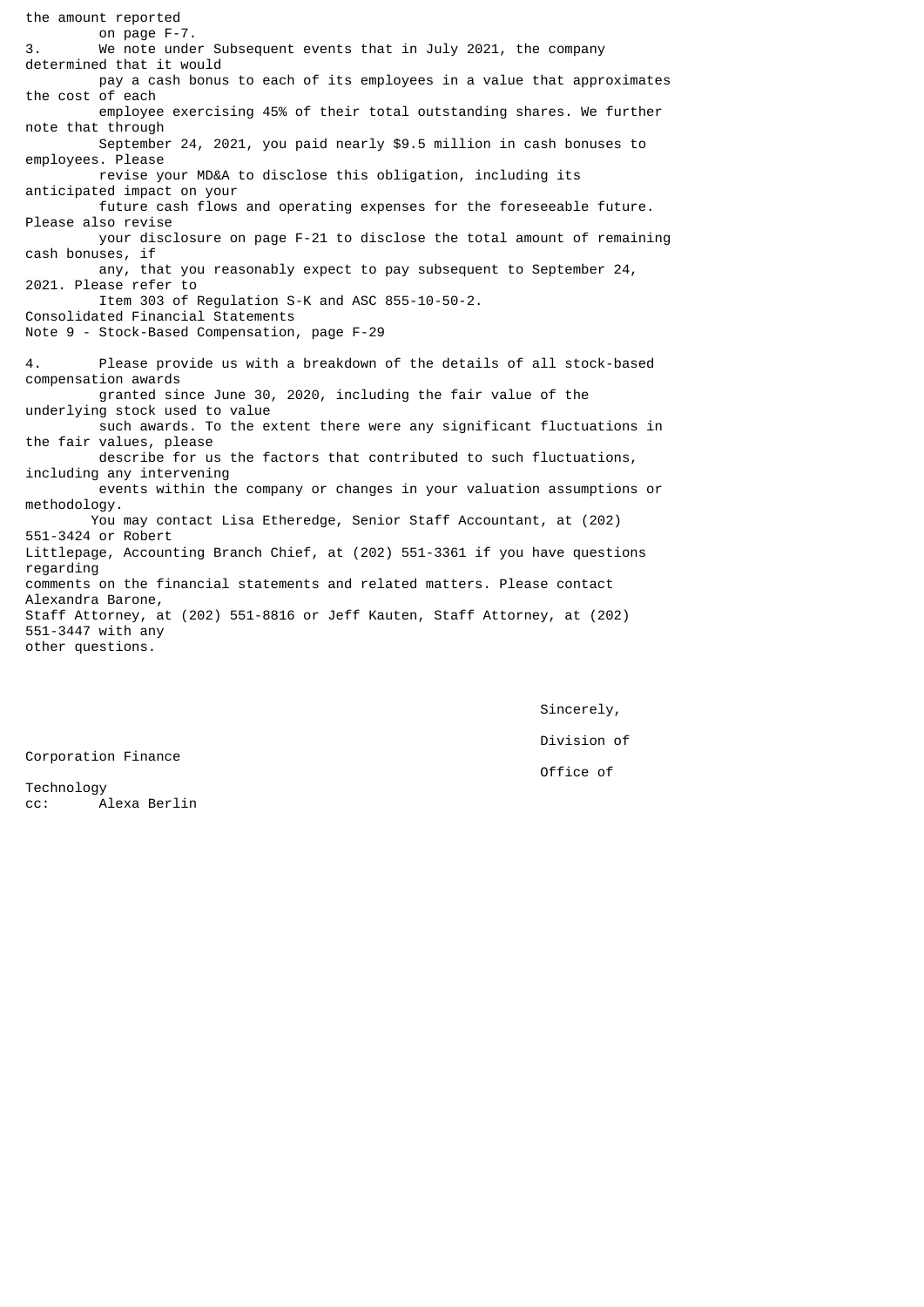the amount reported on page F-7.

3. We note under Subsequent events that in July 2021, the company determined that it would pay a cash bonus to each of its employees in a value that approximates the cost of each employee exercising 45% of their total outstanding shares. We further note that through September 24, 2021, you paid nearly $9.5 million in cash bonuses to employees. Please revise your MD&A to disclose this obligation, including its anticipated impact on your future cash flows and operating expenses for the foreseeable future. Please also revise your disclosure on page F-21 to disclose the total amount of remaining cash bonuses, if any, that you reasonably expect to pay subsequent to September 24, 2021. Please refer to Item 303 of Regulation S-K and ASC 855-10-50-2.

Consolidated Financial Statements
Note 9 - Stock-Based Compensation, page F-29

4. Please provide us with a breakdown of the details of all stock-based compensation awards granted since June 30, 2020, including the fair value of the underlying stock used to value such awards. To the extent there were any significant fluctuations in the fair values, please describe for us the factors that contributed to such fluctuations, including any intervening events within the company or changes in your valuation assumptions or methodology.

You may contact Lisa Etheredge, Senior Staff Accountant, at (202) 551-3424 or Robert Littlepage, Accounting Branch Chief, at (202) 551-3361 if you have questions regarding comments on the financial statements and related matters. Please contact Alexandra Barone, Staff Attorney, at (202) 551-8816 or Jeff Kauten, Staff Attorney, at (202) 551-3447 with any other questions.

Sincerely,

Division of Corporation Finance
Office of Technology

cc: Alexa Berlin